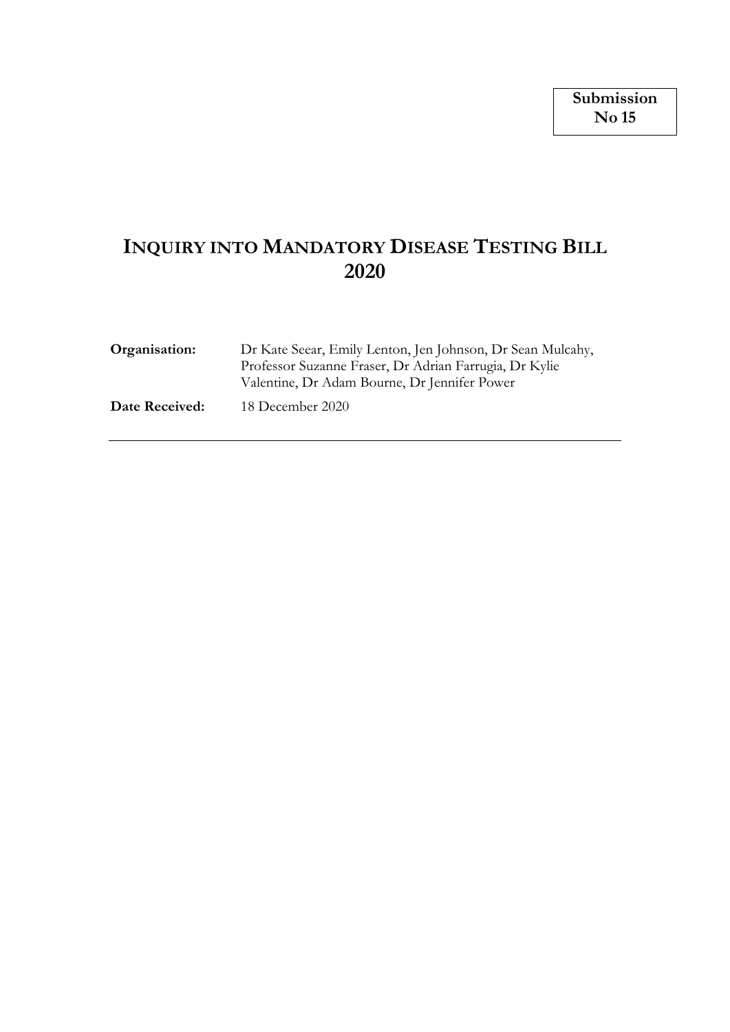**Submission No 15**

# INQUIRY INTO MANDATORY DISEASE TESTING BILL 2020

**Organisation:** Dr Kate Seear, Emily Lenton, Jen Johnson, Dr Sean Mulcahy, Professor Suzanne Fraser, Dr Adrian Farrugia, Dr Kylie Valentine, Dr Adam Bourne, Dr Jennifer Power

**Date Received:** 18 December 2020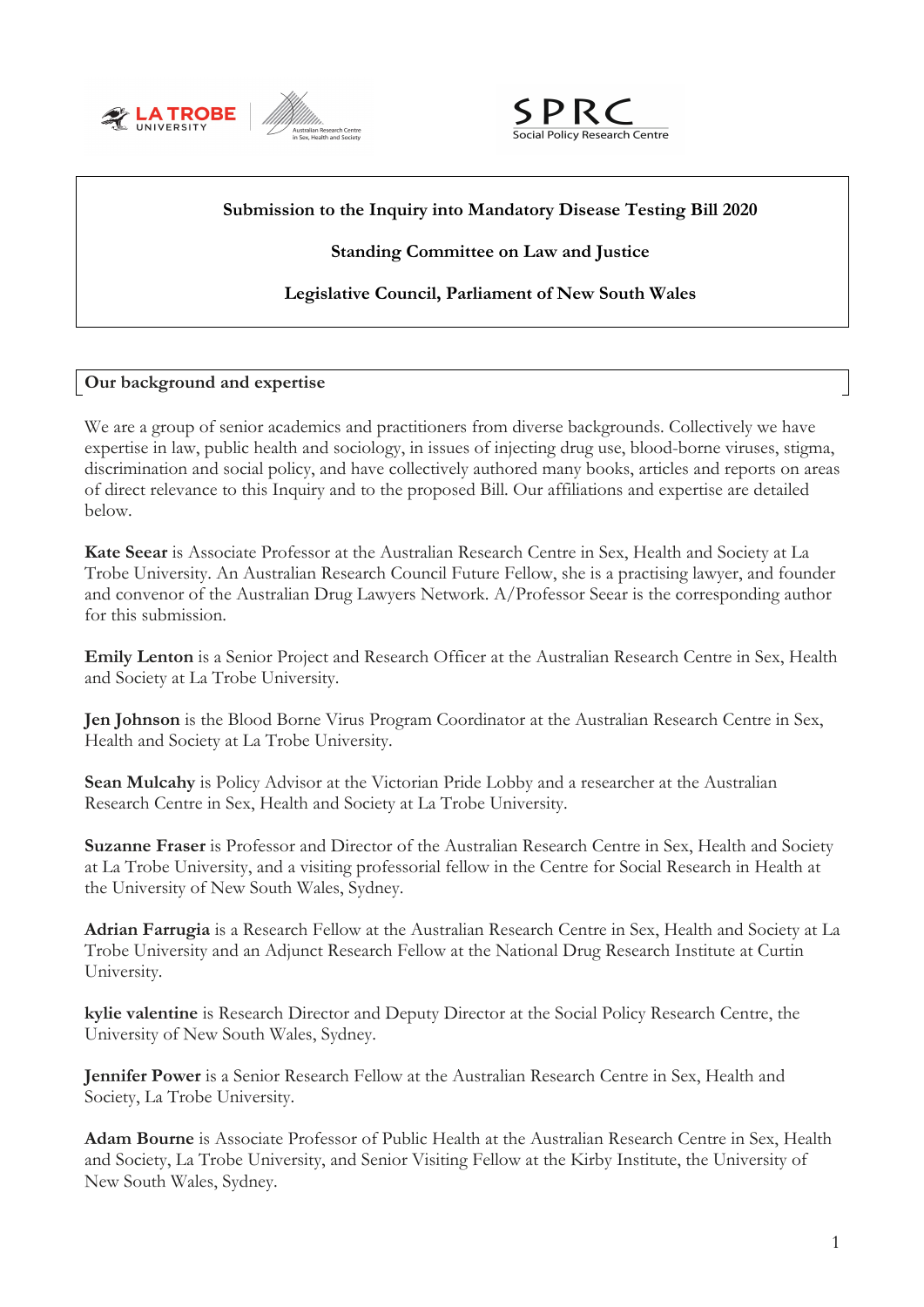**Submission to the Inquiry into Mandatory Disease Testing Bill 2020**

**Standing Committee on Law and Justice**

**Legislative Council, Parliament of New South Wales**

## Our background and expertise

We are a group of senior academics and practitioners from diverse backgrounds. Collectively we have expertise in law, public health and sociology, in issues of injecting drug use, blood-borne viruses, stigma, discrimination and social policy, and have collectively authored many books, articles and reports on areas of direct relevance to this Inquiry and to the proposed Bill. Our affiliations and expertise are detailed below.

**Kate Seear** is Associate Professor at the Australian Research Centre in Sex, Health and Society at La Trobe University. An Australian Research Council Future Fellow, she is a practising lawyer, and founder and convenor of the Australian Drug Lawyers Network. A/Professor Seear is the corresponding author for this submission.

**Emily Lenton** is a Senior Project and Research Officer at the Australian Research Centre in Sex, Health and Society at La Trobe University.

**Jen Johnson** is the Blood Borne Virus Program Coordinator at the Australian Research Centre in Sex, Health and Society at La Trobe University.

**Sean Mulcahy** is Policy Advisor at the Victorian Pride Lobby and a researcher at the Australian Research Centre in Sex, Health and Society at La Trobe University.

**Suzanne Fraser** is Professor and Director of the Australian Research Centre in Sex, Health and Society at La Trobe University, and a visiting professorial fellow in the Centre for Social Research in Health at the University of New South Wales, Sydney.

**Adrian Farrugia** is a Research Fellow at the Australian Research Centre in Sex, Health and Society at La Trobe University and an Adjunct Research Fellow at the National Drug Research Institute at Curtin University.

**kylie valentine** is Research Director and Deputy Director at the Social Policy Research Centre, the University of New South Wales, Sydney.

**Jennifer Power** is a Senior Research Fellow at the Australian Research Centre in Sex, Health and Society, La Trobe University.

**Adam Bourne** is Associate Professor of Public Health at the Australian Research Centre in Sex, Health and Society, La Trobe University, and Senior Visiting Fellow at the Kirby Institute, the University of New South Wales, Sydney.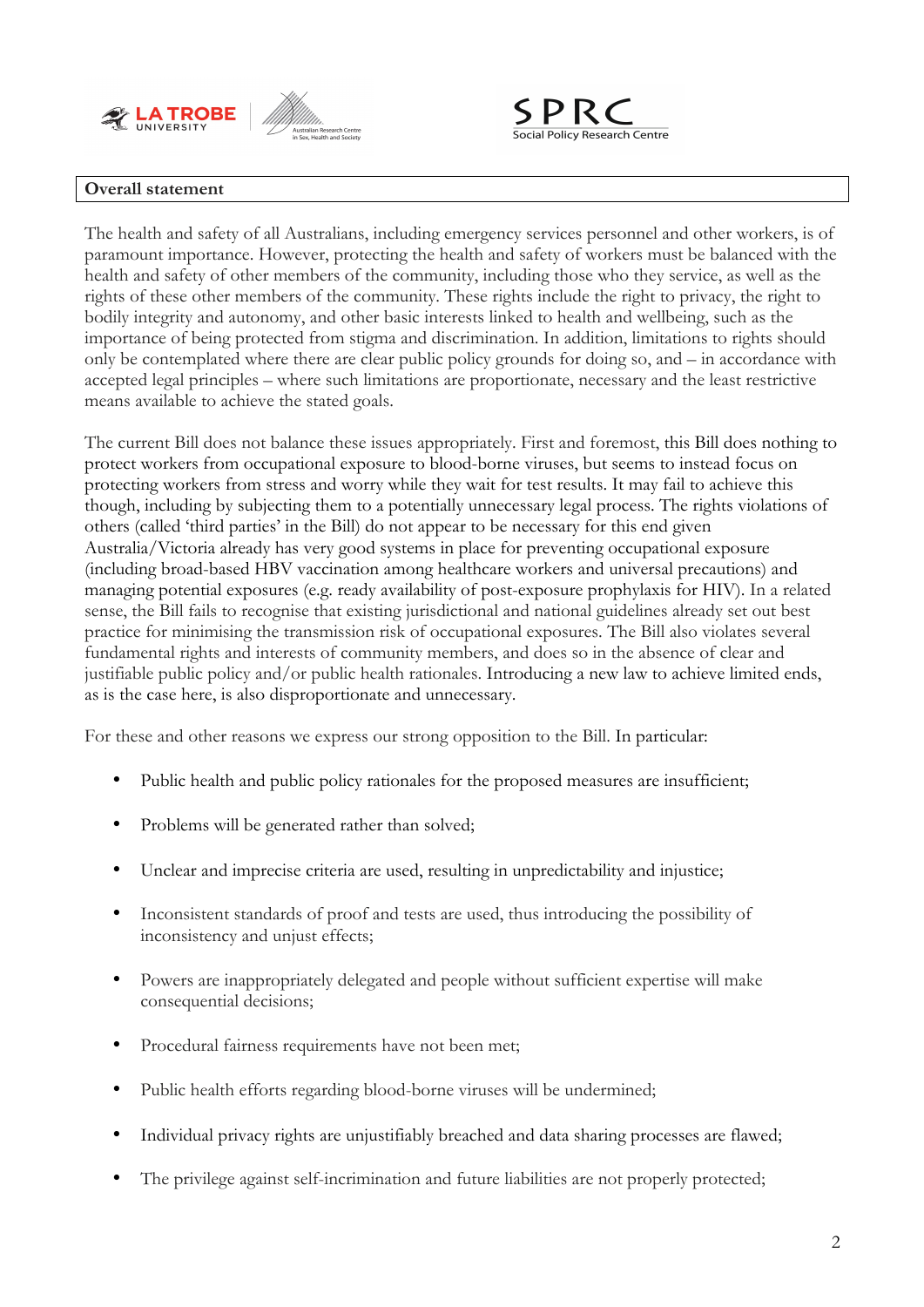**Overall statement**

The health and safety of all Australians, including emergency services personnel and other workers, is of paramount importance. However, protecting the health and safety of workers must be balanced with the health and safety of other members of the community, including those who they service, as well as the rights of these other members of the community. These rights include the right to privacy, the right to bodily integrity and autonomy, and other basic interests linked to health and wellbeing, such as the importance of being protected from stigma and discrimination. In addition, limitations to rights should only be contemplated where there are clear public policy grounds for doing so, and – in accordance with accepted legal principles – where such limitations are proportionate, necessary and the least restrictive means available to achieve the stated goals.

The current Bill does not balance these issues appropriately. First and foremost, this Bill does nothing to protect workers from occupational exposure to blood-borne viruses, but seems to instead focus on protecting workers from stress and worry while they wait for test results. It may fail to achieve this though, including by subjecting them to a potentially unnecessary legal process. The rights violations of others (called 'third parties' in the Bill) do not appear to be necessary for this end given Australia/Victoria already has very good systems in place for preventing occupational exposure (including broad-based HBV vaccination among healthcare workers and universal precautions) and managing potential exposures (e.g. ready availability of post-exposure prophylaxis for HIV). In a related sense, the Bill fails to recognise that existing jurisdictional and national guidelines already set out best practice for minimising the transmission risk of occupational exposures. The Bill also violates several fundamental rights and interests of community members, and does so in the absence of clear and justifiable public policy and/or public health rationales. Introducing a new law to achieve limited ends, as is the case here, is also disproportionate and unnecessary.

For these and other reasons we express our strong opposition to the Bill. In particular:

- Public health and public policy rationales for the proposed measures are insufficient;
- Problems will be generated rather than solved;
- Unclear and imprecise criteria are used, resulting in unpredictability and injustice;
- Inconsistent standards of proof and tests are used, thus introducing the possibility of inconsistency and unjust effects;
- Powers are inappropriately delegated and people without sufficient expertise will make consequential decisions;
- Procedural fairness requirements have not been met;
- Public health efforts regarding blood-borne viruses will be undermined;
- Individual privacy rights are unjustifiably breached and data sharing processes are flawed;
- The privilege against self-incrimination and future liabilities are not properly protected;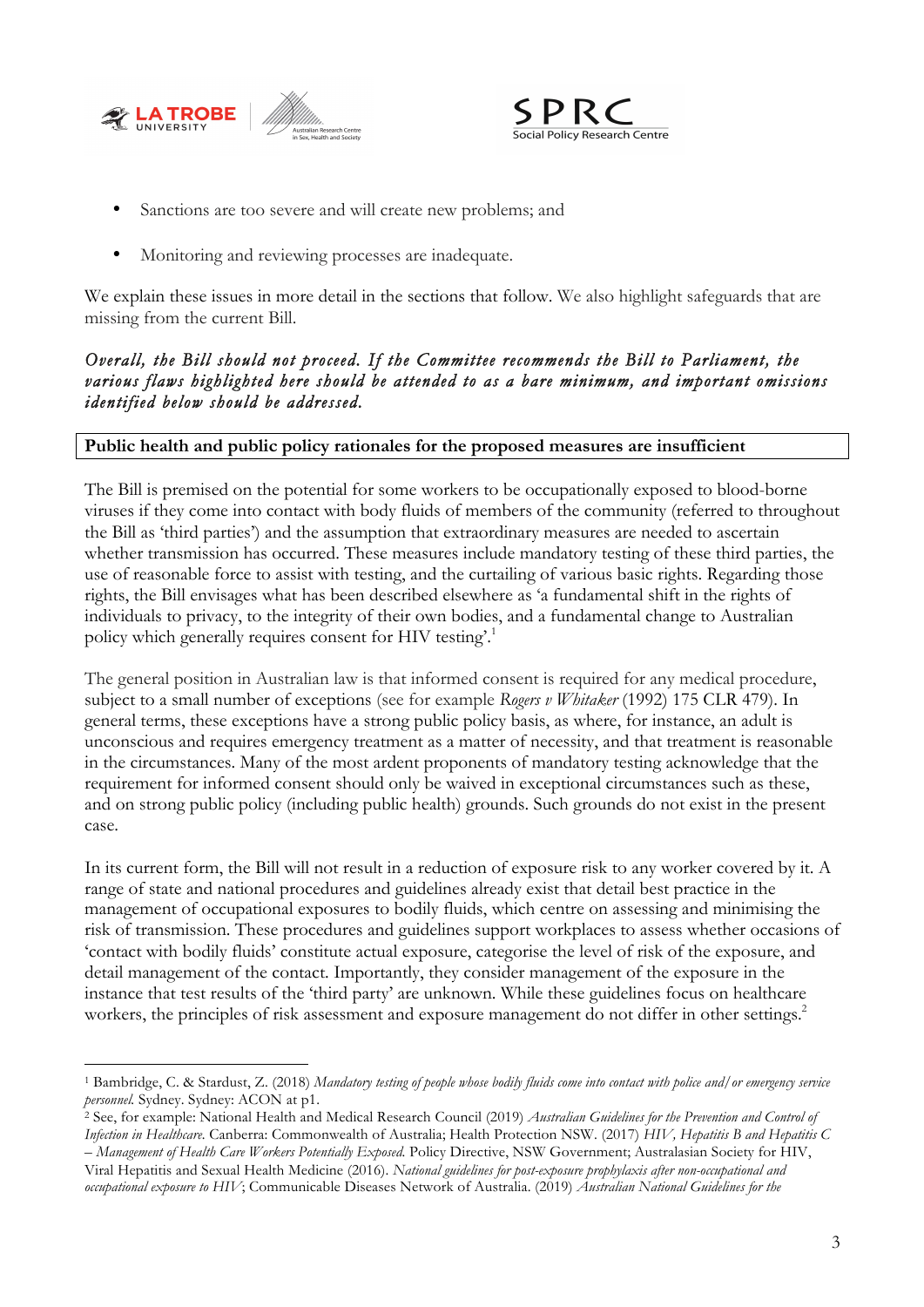- Sanctions are too severe and will create new problems; and
- Monitoring and reviewing processes are inadequate.

We explain these issues in more detail in the sections that follow. We also highlight safeguards that are missing from the current Bill.

***Overall, the Bill should not proceed. If the Committee recommends the Bill to Parliament, the various flaws highlighted here should be attended to as a bare minimum, and important omissions identified below should be addressed.***

**Public health and public policy rationales for the proposed measures are insufficient**

The Bill is premised on the potential for some workers to be occupationally exposed to blood-borne viruses if they come into contact with body fluids of members of the community (referred to throughout the Bill as 'third parties') and the assumption that extraordinary measures are needed to ascertain whether transmission has occurred. These measures include mandatory testing of these third parties, the use of reasonable force to assist with testing, and the curtailing of various basic rights. Regarding those rights, the Bill envisages what has been described elsewhere as 'a fundamental shift in the rights of individuals to privacy, to the integrity of their own bodies, and a fundamental change to Australian policy which generally requires consent for HIV testing'.[1]

The general position in Australian law is that informed consent is required for any medical procedure, subject to a small number of exceptions (see for example *Rogers v Whitaker* (1992) 175 CLR 479). In general terms, these exceptions have a strong public policy basis, as where, for instance, an adult is unconscious and requires emergency treatment as a matter of necessity, and that treatment is reasonable in the circumstances. Many of the most ardent proponents of mandatory testing acknowledge that the requirement for informed consent should only be waived in exceptional circumstances such as these, and on strong public policy (including public health) grounds. Such grounds do not exist in the present case.

In its current form, the Bill will not result in a reduction of exposure risk to any worker covered by it. A range of state and national procedures and guidelines already exist that detail best practice in the management of occupational exposures to bodily fluids, which centre on assessing and minimising the risk of transmission. These procedures and guidelines support workplaces to assess whether occasions of 'contact with bodily fluids' constitute actual exposure, categorise the level of risk of the exposure, and detail management of the contact. Importantly, they consider management of the exposure in the instance that test results of the 'third party' are unknown. While these guidelines focus on healthcare workers, the principles of risk assessment and exposure management do not differ in other settings.[2]

---

[1] Bambridge, C. & Stardust, Z. (2018) *Mandatory testing of people whose bodily fluids come into contact with police and/or emergency service personnel.* Sydney. Sydney: ACON at p1.

[2] See, for example: National Health and Medical Research Council (2019) *Australian Guidelines for the Prevention and Control of Infection in Healthcare.* Canberra: Commonwealth of Australia; Health Protection NSW. (2017) *HIV, Hepatitis B and Hepatitis C – Management of Health Care Workers Potentially Exposed.* Policy Directive, NSW Government; Australasian Society for HIV, Viral Hepatitis and Sexual Health Medicine (2016). *National guidelines for post-exposure prophylaxis after non-occupational and occupational exposure to HIV*; Communicable Diseases Network of Australia. (2019) *Australian National Guidelines for the*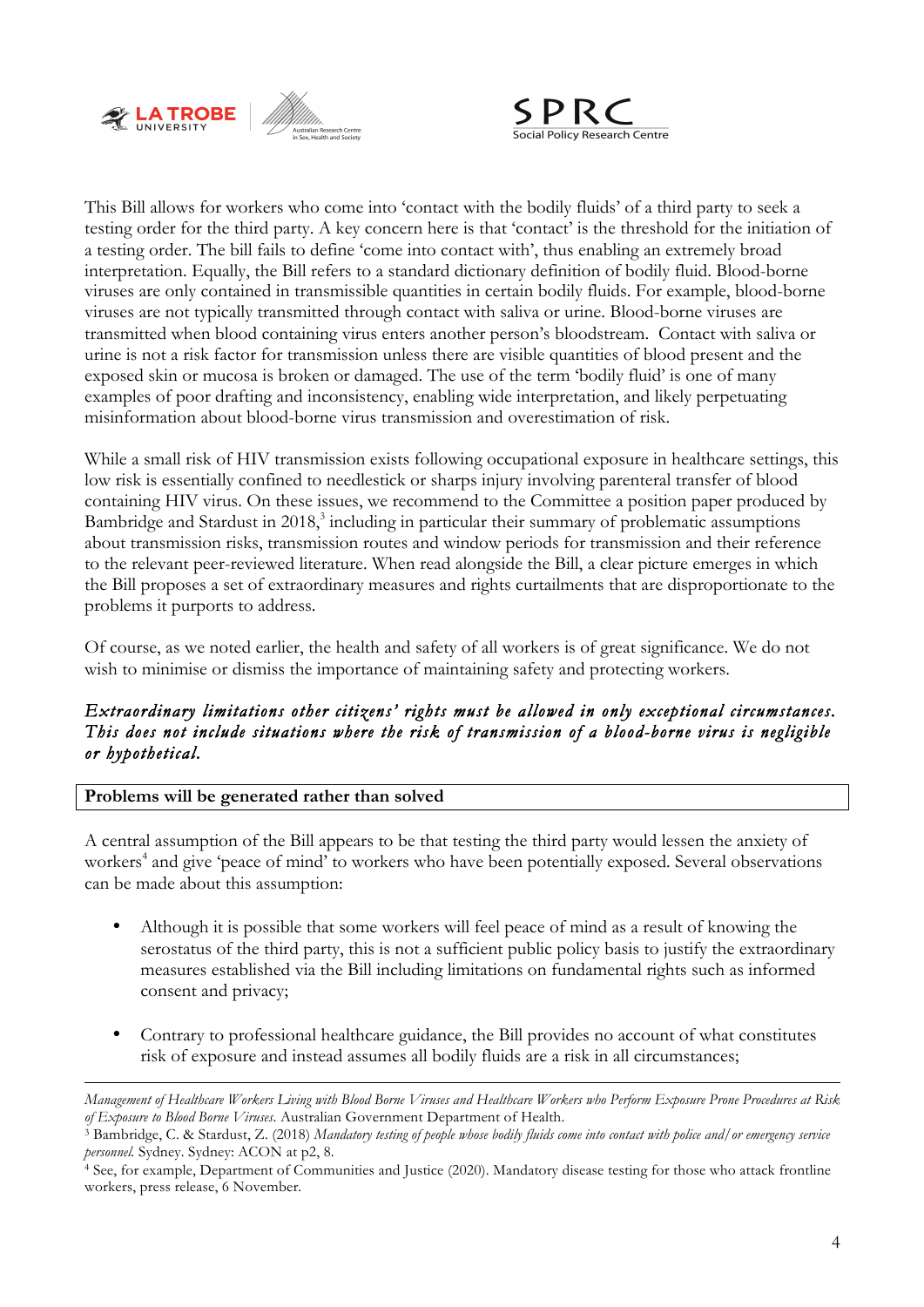This Bill allows for workers who come into 'contact with the bodily fluids' of a third party to seek a testing order for the third party. A key concern here is that 'contact' is the threshold for the initiation of a testing order. The bill fails to define 'come into contact with', thus enabling an extremely broad interpretation. Equally, the Bill refers to a standard dictionary definition of bodily fluid. Blood-borne viruses are only contained in transmissible quantities in certain bodily fluids. For example, blood-borne viruses are not typically transmitted through contact with saliva or urine. Blood-borne viruses are transmitted when blood containing virus enters another person's bloodstream. Contact with saliva or urine is not a risk factor for transmission unless there are visible quantities of blood present and the exposed skin or mucosa is broken or damaged. The use of the term 'bodily fluid' is one of many examples of poor drafting and inconsistency, enabling wide interpretation, and likely perpetuating misinformation about blood-borne virus transmission and overestimation of risk.

While a small risk of HIV transmission exists following occupational exposure in healthcare settings, this low risk is essentially confined to needlestick or sharps injury involving parenteral transfer of blood containing HIV virus. On these issues, we recommend to the Committee a position paper produced by Bambridge and Stardust in 2018,[3] including in particular their summary of problematic assumptions about transmission risks, transmission routes and window periods for transmission and their reference to the relevant peer-reviewed literature. When read alongside the Bill, a clear picture emerges in which the Bill proposes a set of extraordinary measures and rights curtailments that are disproportionate to the problems it purports to address.

Of course, as we noted earlier, the health and safety of all workers is of great significance. We do not wish to minimise or dismiss the importance of maintaining safety and protecting workers.

*Extraordinary limitations other citizens' rights must be allowed in only exceptional circumstances. This does not include situations where the risk of transmission of a blood-borne virus is negligible or hypothetical.*

**Problems will be generated rather than solved**

A central assumption of the Bill appears to be that testing the third party would lessen the anxiety of workers[4] and give 'peace of mind' to workers who have been potentially exposed. Several observations can be made about this assumption:

- Although it is possible that some workers will feel peace of mind as a result of knowing the serostatus of the third party, this is not a sufficient public policy basis to justify the extraordinary measures established via the Bill including limitations on fundamental rights such as informed consent and privacy;

- Contrary to professional healthcare guidance, the Bill provides no account of what constitutes risk of exposure and instead assumes all bodily fluids are a risk in all circumstances;

---

*Management of Healthcare Workers Living with Blood Borne Viruses and Healthcare Workers who Perform Exposure Prone Procedures at Risk of Exposure to Blood Borne Viruses.* Australian Government Department of Health.

[3] Bambridge, C. & Stardust, Z. (2018) *Mandatory testing of people whose bodily fluids come into contact with police and/or emergency service personnel.* Sydney. Sydney: ACON at p2, 8.

[4] See, for example, Department of Communities and Justice (2020). Mandatory disease testing for those who attack frontline workers, press release, 6 November.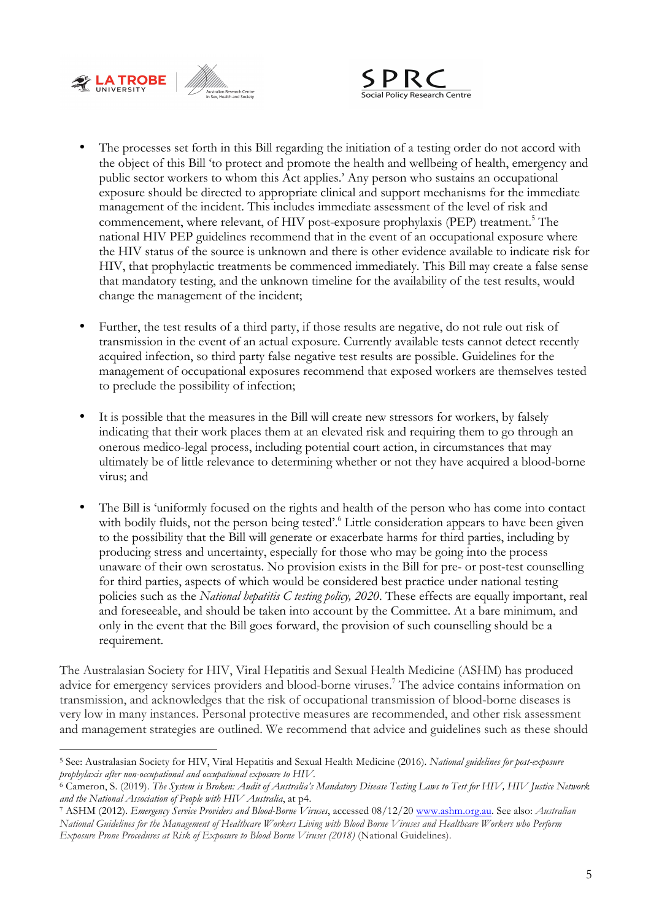- The processes set forth in this Bill regarding the initiation of a testing order do not accord with the object of this Bill 'to protect and promote the health and wellbeing of health, emergency and public sector workers to whom this Act applies.' Any person who sustains an occupational exposure should be directed to appropriate clinical and support mechanisms for the immediate management of the incident. This includes immediate assessment of the level of risk and commencement, where relevant, of HIV post-exposure prophylaxis (PEP) treatment.[5] The national HIV PEP guidelines recommend that in the event of an occupational exposure where the HIV status of the source is unknown and there is other evidence available to indicate risk for HIV, that prophylactic treatments be commenced immediately. This Bill may create a false sense that mandatory testing, and the unknown timeline for the availability of the test results, would change the management of the incident;

- Further, the test results of a third party, if those results are negative, do not rule out risk of transmission in the event of an actual exposure. Currently available tests cannot detect recently acquired infection, so third party false negative test results are possible. Guidelines for the management of occupational exposures recommend that exposed workers are themselves tested to preclude the possibility of infection;

- It is possible that the measures in the Bill will create new stressors for workers, by falsely indicating that their work places them at an elevated risk and requiring them to go through an onerous medico-legal process, including potential court action, in circumstances that may ultimately be of little relevance to determining whether or not they have acquired a blood-borne virus; and

- The Bill is 'uniformly focused on the rights and health of the person who has come into contact with bodily fluids, not the person being tested'.[6] Little consideration appears to have been given to the possibility that the Bill will generate or exacerbate harms for third parties, including by producing stress and uncertainty, especially for those who may be going into the process unaware of their own serostatus. No provision exists in the Bill for pre- or post-test counselling for third parties, aspects of which would be considered best practice under national testing policies such as the *National hepatitis C testing policy, 2020*. These effects are equally important, real and foreseeable, and should be taken into account by the Committee. At a bare minimum, and only in the event that the Bill goes forward, the provision of such counselling should be a requirement.

The Australasian Society for HIV, Viral Hepatitis and Sexual Health Medicine (ASHM) has produced advice for emergency services providers and blood-borne viruses.[7] The advice contains information on transmission, and acknowledges that the risk of occupational transmission of blood-borne diseases is very low in many instances. Personal protective measures are recommended, and other risk assessment and management strategies are outlined. We recommend that advice and guidelines such as these should

---

[5] See: Australasian Society for HIV, Viral Hepatitis and Sexual Health Medicine (2016). *National guidelines for post-exposure prophylaxis after non-occupational and occupational exposure to HIV*.

[6] Cameron, S. (2019). *The System is Broken: Audit of Australia's Mandatory Disease Testing Laws to Test for HIV, HIV Justice Network and the National Association of People with HIV Australia*, at p4.

[7] ASHM (2012). *Emergency Service Providers and Blood-Borne Viruses*, accessed 08/12/20 www.ashm.org.au. See also: *Australian National Guidelines for the Management of Healthcare Workers Living with Blood Borne Viruses and Healthcare Workers who Perform Exposure Prone Procedures at Risk of Exposure to Blood Borne Viruses (2018)* (National Guidelines).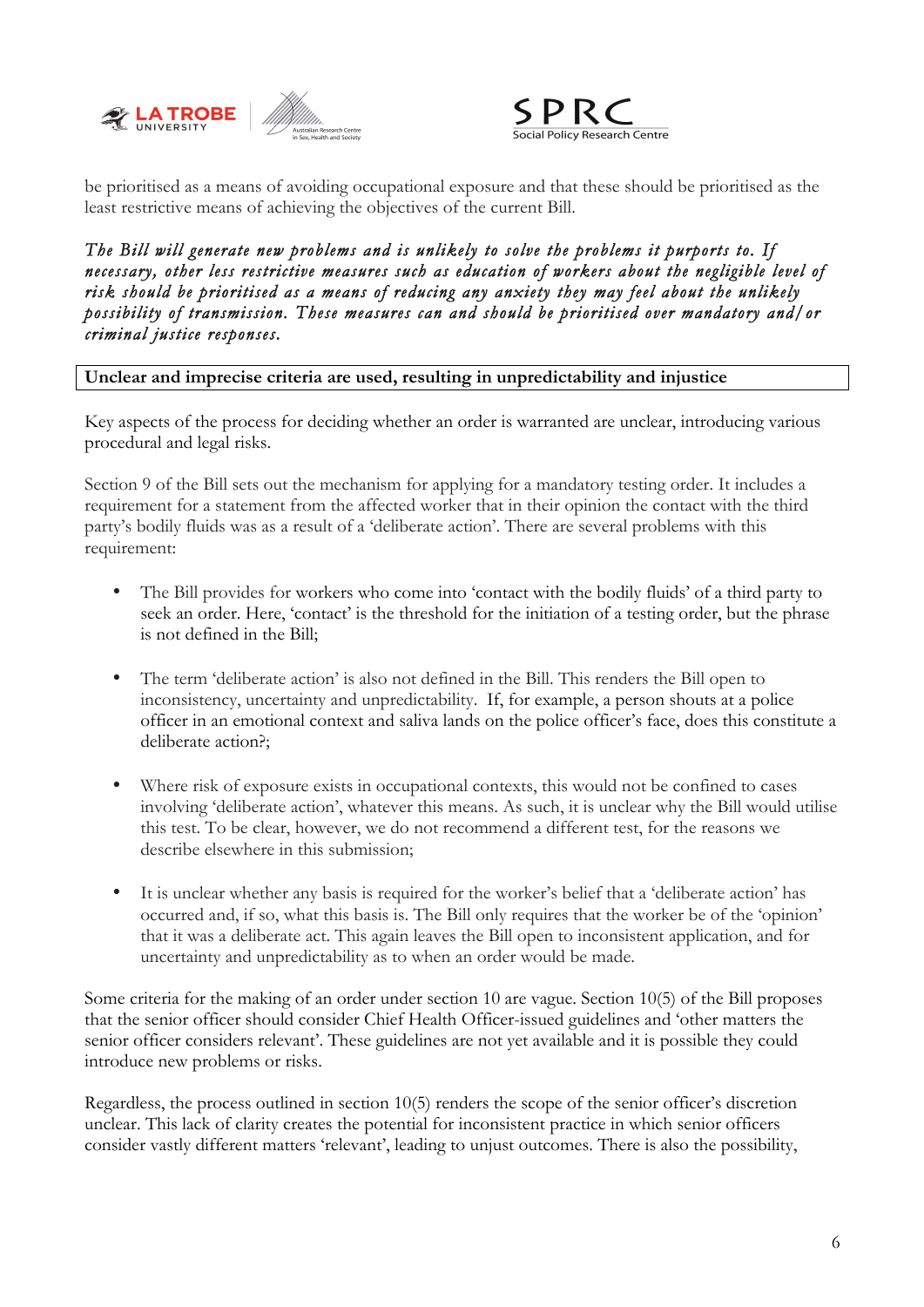be prioritised as a means of avoiding occupational exposure and that these should be prioritised as the least restrictive means of achieving the objectives of the current Bill.

***The Bill will generate new problems and is unlikely to solve the problems it purports to. If necessary, other less restrictive measures such as education of workers about the negligible level of risk should be prioritised as a means of reducing any anxiety they may feel about the unlikely possibility of transmission. These measures can and should be prioritised over mandatory and/or criminal justice responses.***

**Unclear and imprecise criteria are used, resulting in unpredictability and injustice**

Key aspects of the process for deciding whether an order is warranted are unclear, introducing various procedural and legal risks.

Section 9 of the Bill sets out the mechanism for applying for a mandatory testing order. It includes a requirement for a statement from the affected worker that in their opinion the contact with the third party's bodily fluids was as a result of a 'deliberate action'. There are several problems with this requirement:

- The Bill provides for workers who come into 'contact with the bodily fluids' of a third party to seek an order. Here, 'contact' is the threshold for the initiation of a testing order, but the phrase is not defined in the Bill;

- The term 'deliberate action' is also not defined in the Bill. This renders the Bill open to inconsistency, uncertainty and unpredictability. If, for example, a person shouts at a police officer in an emotional context and saliva lands on the police officer's face, does this constitute a deliberate action?;

- Where risk of exposure exists in occupational contexts, this would not be confined to cases involving 'deliberate action', whatever this means. As such, it is unclear why the Bill would utilise this test. To be clear, however, we do not recommend a different test, for the reasons we describe elsewhere in this submission;

- It is unclear whether any basis is required for the worker's belief that a 'deliberate action' has occurred and, if so, what this basis is. The Bill only requires that the worker be of the 'opinion' that it was a deliberate act. This again leaves the Bill open to inconsistent application, and for uncertainty and unpredictability as to when an order would be made.

Some criteria for the making of an order under section 10 are vague. Section 10(5) of the Bill proposes that the senior officer should consider Chief Health Officer-issued guidelines and 'other matters the senior officer considers relevant'. These guidelines are not yet available and it is possible they could introduce new problems or risks.

Regardless, the process outlined in section 10(5) renders the scope of the senior officer's discretion unclear. This lack of clarity creates the potential for inconsistent practice in which senior officers consider vastly different matters 'relevant', leading to unjust outcomes. There is also the possibility,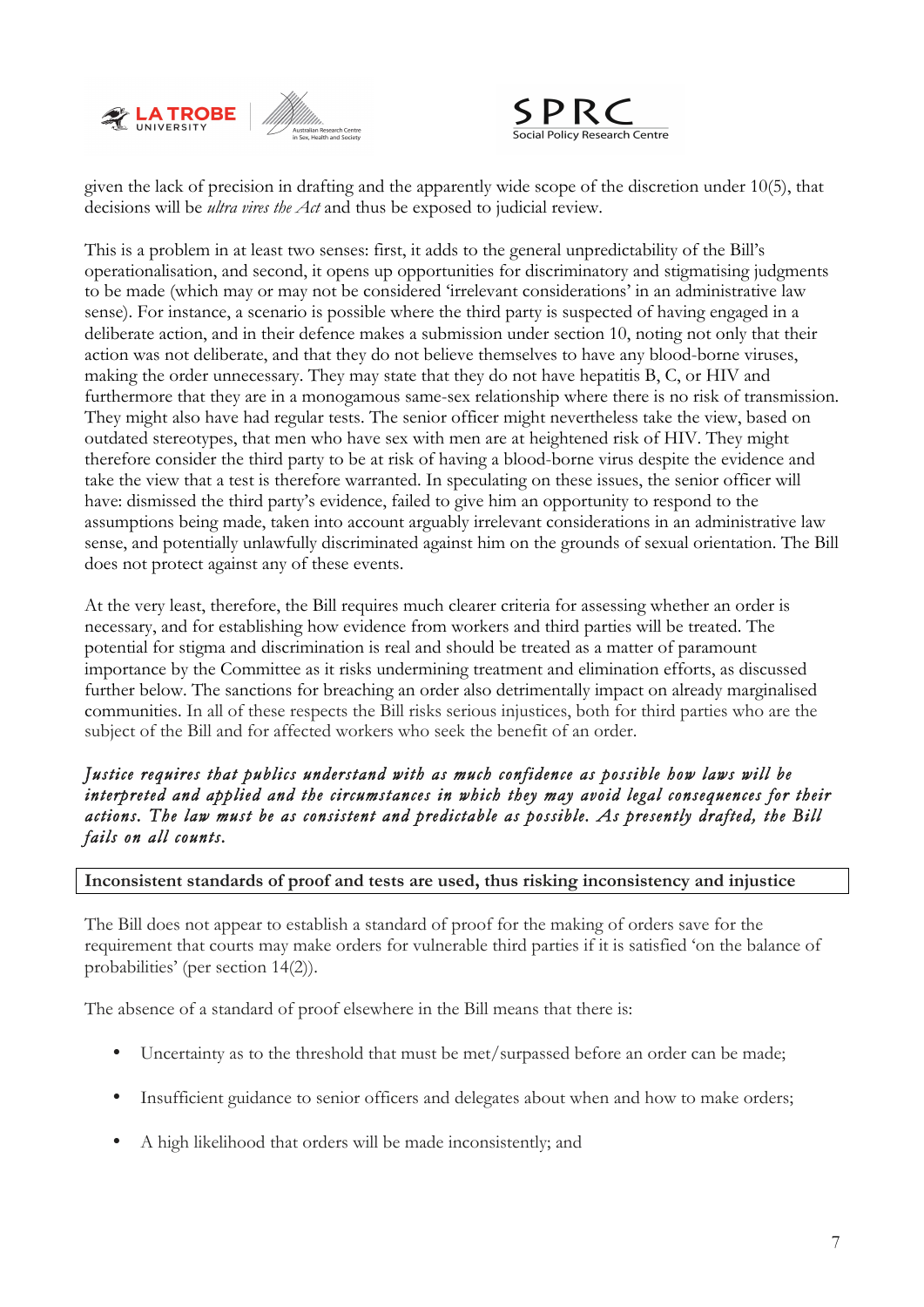given the lack of precision in drafting and the apparently wide scope of the discretion under 10(5), that decisions will be *ultra vires the Act* and thus be exposed to judicial review.

This is a problem in at least two senses: first, it adds to the general unpredictability of the Bill's operationalisation, and second, it opens up opportunities for discriminatory and stigmatising judgments to be made (which may or may not be considered 'irrelevant considerations' in an administrative law sense). For instance, a scenario is possible where the third party is suspected of having engaged in a deliberate action, and in their defence makes a submission under section 10, noting not only that their action was not deliberate, and that they do not believe themselves to have any blood-borne viruses, making the order unnecessary. They may state that they do not have hepatitis B, C, or HIV and furthermore that they are in a monogamous same-sex relationship where there is no risk of transmission. They might also have had regular tests. The senior officer might nevertheless take the view, based on outdated stereotypes, that men who have sex with men are at heightened risk of HIV. They might therefore consider the third party to be at risk of having a blood-borne virus despite the evidence and take the view that a test is therefore warranted. In speculating on these issues, the senior officer will have: dismissed the third party's evidence, failed to give him an opportunity to respond to the assumptions being made, taken into account arguably irrelevant considerations in an administrative law sense, and potentially unlawfully discriminated against him on the grounds of sexual orientation. The Bill does not protect against any of these events.

At the very least, therefore, the Bill requires much clearer criteria for assessing whether an order is necessary, and for establishing how evidence from workers and third parties will be treated. The potential for stigma and discrimination is real and should be treated as a matter of paramount importance by the Committee as it risks undermining treatment and elimination efforts, as discussed further below. The sanctions for breaching an order also detrimentally impact on already marginalised communities. In all of these respects the Bill risks serious injustices, both for third parties who are the subject of the Bill and for affected workers who seek the benefit of an order.

***Justice requires that publics understand with as much confidence as possible how laws will be interpreted and applied and the circumstances in which they may avoid legal consequences for their actions. The law must be as consistent and predictable as possible. As presently drafted, the Bill fails on all counts.***

**Inconsistent standards of proof and tests are used, thus risking inconsistency and injustice**

The Bill does not appear to establish a standard of proof for the making of orders save for the requirement that courts may make orders for vulnerable third parties if it is satisfied 'on the balance of probabilities' (per section 14(2)).

The absence of a standard of proof elsewhere in the Bill means that there is:

- Uncertainty as to the threshold that must be met/surpassed before an order can be made;
- Insufficient guidance to senior officers and delegates about when and how to make orders;
- A high likelihood that orders will be made inconsistently; and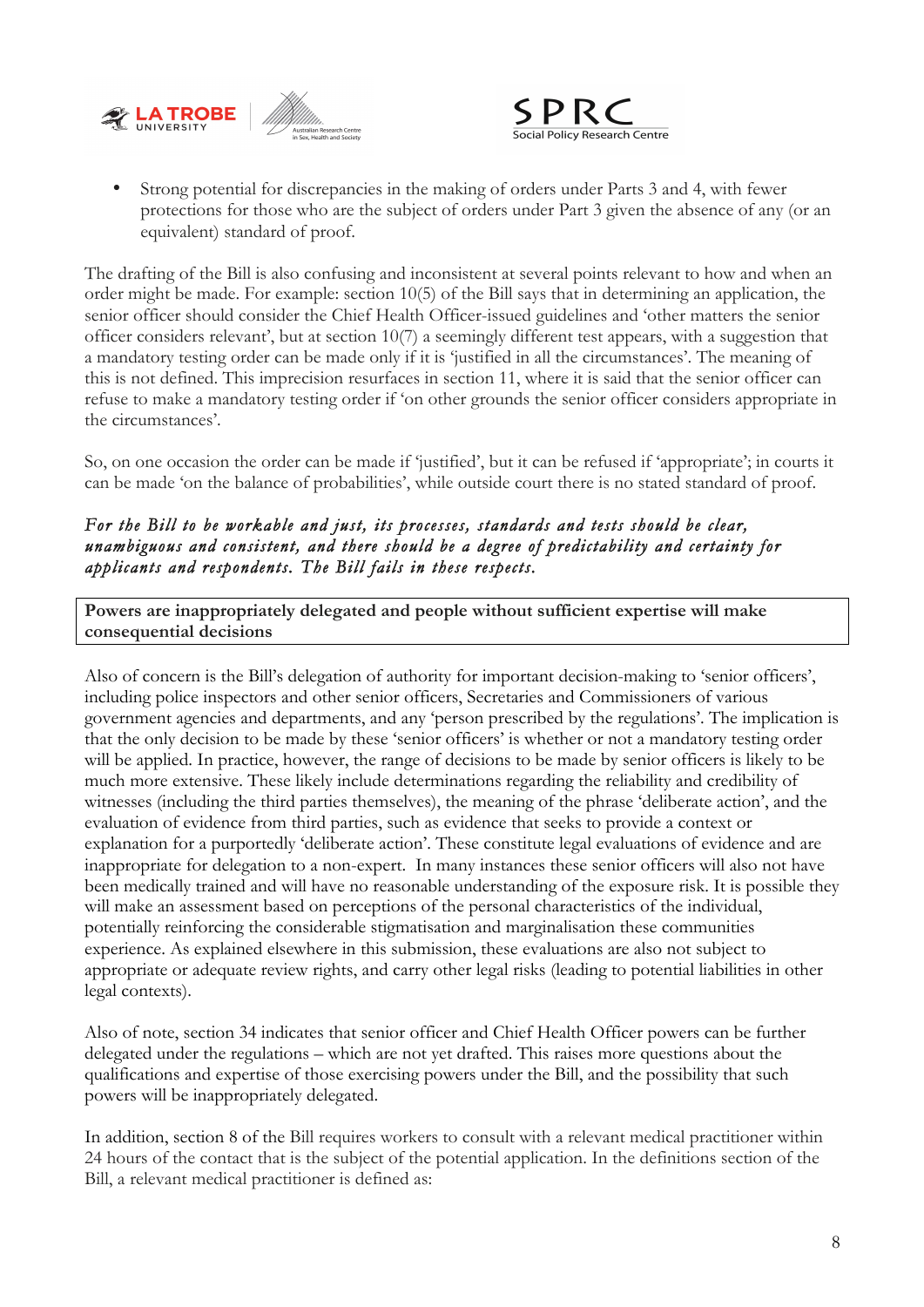- Strong potential for discrepancies in the making of orders under Parts 3 and 4, with fewer protections for those who are the subject of orders under Part 3 given the absence of any (or an equivalent) standard of proof.

The drafting of the Bill is also confusing and inconsistent at several points relevant to how and when an order might be made. For example: section 10(5) of the Bill says that in determining an application, the senior officer should consider the Chief Health Officer-issued guidelines and 'other matters the senior officer considers relevant', but at section 10(7) a seemingly different test appears, with a suggestion that a mandatory testing order can be made only if it is 'justified in all the circumstances'. The meaning of this is not defined. This imprecision resurfaces in section 11, where it is said that the senior officer can refuse to make a mandatory testing order if 'on other grounds the senior officer considers appropriate in the circumstances'.

So, on one occasion the order can be made if 'justified', but it can be refused if 'appropriate'; in courts it can be made 'on the balance of probabilities', while outside court there is no stated standard of proof.

*For the Bill to be workable and just, its processes, standards and tests should be clear, unambiguous and consistent, and there should be a degree of predictability and certainty for applicants and respondents. The Bill fails in these respects.*

**Powers are inappropriately delegated and people without sufficient expertise will make consequential decisions**

Also of concern is the Bill's delegation of authority for important decision-making to 'senior officers', including police inspectors and other senior officers, Secretaries and Commissioners of various government agencies and departments, and any 'person prescribed by the regulations'. The implication is that the only decision to be made by these 'senior officers' is whether or not a mandatory testing order will be applied. In practice, however, the range of decisions to be made by senior officers is likely to be much more extensive. These likely include determinations regarding the reliability and credibility of witnesses (including the third parties themselves), the meaning of the phrase 'deliberate action', and the evaluation of evidence from third parties, such as evidence that seeks to provide a context or explanation for a purportedly 'deliberate action'. These constitute legal evaluations of evidence and are inappropriate for delegation to a non-expert. In many instances these senior officers will also not have been medically trained and will have no reasonable understanding of the exposure risk. It is possible they will make an assessment based on perceptions of the personal characteristics of the individual, potentially reinforcing the considerable stigmatisation and marginalisation these communities experience. As explained elsewhere in this submission, these evaluations are also not subject to appropriate or adequate review rights, and carry other legal risks (leading to potential liabilities in other legal contexts).

Also of note, section 34 indicates that senior officer and Chief Health Officer powers can be further delegated under the regulations – which are not yet drafted. This raises more questions about the qualifications and expertise of those exercising powers under the Bill, and the possibility that such powers will be inappropriately delegated.

In addition, section 8 of the Bill requires workers to consult with a relevant medical practitioner within 24 hours of the contact that is the subject of the potential application. In the definitions section of the Bill, a relevant medical practitioner is defined as: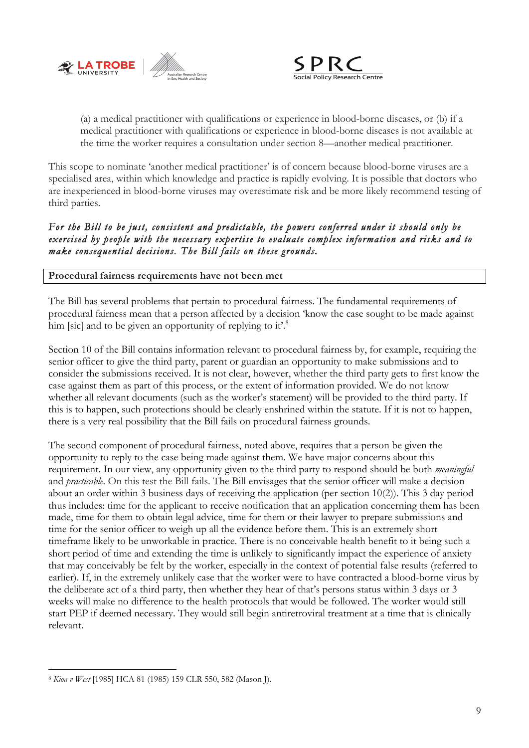> (a) a medical practitioner with qualifications or experience in blood-borne diseases, or (b) if a medical practitioner with qualifications or experience in blood-borne diseases is not available at the time the worker requires a consultation under section 8—another medical practitioner.

This scope to nominate 'another medical practitioner' is of concern because blood-borne viruses are a specialised area, within which knowledge and practice is rapidly evolving. It is possible that doctors who are inexperienced in blood-borne viruses may overestimate risk and be more likely recommend testing of third parties.

*For the Bill to be just, consistent and predictable, the powers conferred under it should only be exercised by people with the necessary expertise to evaluate complex information and risks and to make consequential decisions. The Bill fails on these grounds.*

**Procedural fairness requirements have not been met**

The Bill has several problems that pertain to procedural fairness. The fundamental requirements of procedural fairness mean that a person affected by a decision 'know the case sought to be made against him [sic] and to be given an opportunity of replying to it'.[8]

Section 10 of the Bill contains information relevant to procedural fairness by, for example, requiring the senior officer to give the third party, parent or guardian an opportunity to make submissions and to consider the submissions received. It is not clear, however, whether the third party gets to first know the case against them as part of this process, or the extent of information provided. We do not know whether all relevant documents (such as the worker's statement) will be provided to the third party. If this is to happen, such protections should be clearly enshrined within the statute. If it is not to happen, there is a very real possibility that the Bill fails on procedural fairness grounds.

The second component of procedural fairness, noted above, requires that a person be given the opportunity to reply to the case being made against them. We have major concerns about this requirement. In our view, any opportunity given to the third party to respond should be both *meaningful* and *practicable*. On this test the Bill fails. The Bill envisages that the senior officer will make a decision about an order within 3 business days of receiving the application (per section 10(2)). This 3 day period thus includes: time for the applicant to receive notification that an application concerning them has been made, time for them to obtain legal advice, time for them or their lawyer to prepare submissions and time for the senior officer to weigh up all the evidence before them. This is an extremely short timeframe likely to be unworkable in practice. There is no conceivable health benefit to it being such a short period of time and extending the time is unlikely to significantly impact the experience of anxiety that may conceivably be felt by the worker, especially in the context of potential false results (referred to earlier). If, in the extremely unlikely case that the worker were to have contracted a blood-borne virus by the deliberate act of a third party, then whether they hear of that's persons status within 3 days or 3 weeks will make no difference to the health protocols that would be followed. The worker would still start PEP if deemed necessary. They would still begin antiretroviral treatment at a time that is clinically relevant.

[8] *Kioa v West* [1985] HCA 81 (1985) 159 CLR 550, 582 (Mason J).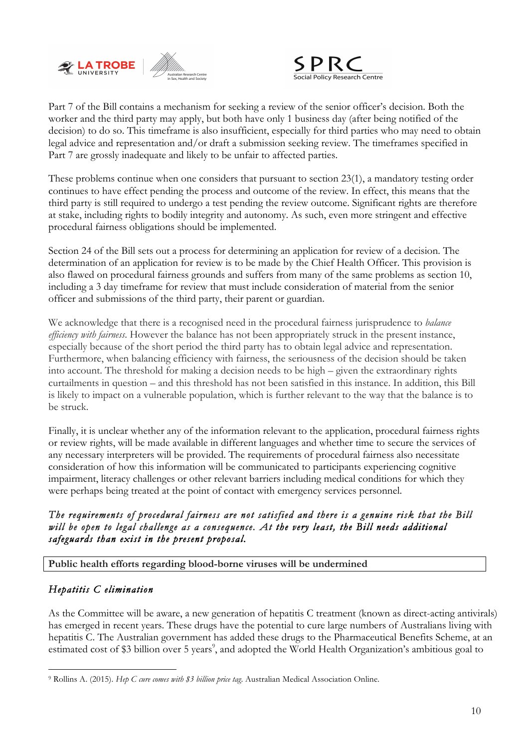Part 7 of the Bill contains a mechanism for seeking a review of the senior officer's decision. Both the worker and the third party may apply, but both have only 1 business day (after being notified of the decision) to do so. This timeframe is also insufficient, especially for third parties who may need to obtain legal advice and representation and/or draft a submission seeking review. The timeframes specified in Part 7 are grossly inadequate and likely to be unfair to affected parties.

These problems continue when one considers that pursuant to section 23(1), a mandatory testing order continues to have effect pending the process and outcome of the review. In effect, this means that the third party is still required to undergo a test pending the review outcome. Significant rights are therefore at stake, including rights to bodily integrity and autonomy. As such, even more stringent and effective procedural fairness obligations should be implemented.

Section 24 of the Bill sets out a process for determining an application for review of a decision. The determination of an application for review is to be made by the Chief Health Officer. This provision is also flawed on procedural fairness grounds and suffers from many of the same problems as section 10, including a 3 day timeframe for review that must include consideration of material from the senior officer and submissions of the third party, their parent or guardian.

We acknowledge that there is a recognised need in the procedural fairness jurisprudence to *balance efficiency with fairness*. However the balance has not been appropriately struck in the present instance, especially because of the short period the third party has to obtain legal advice and representation. Furthermore, when balancing efficiency with fairness, the seriousness of the decision should be taken into account. The threshold for making a decision needs to be high – given the extraordinary rights curtailments in question – and this threshold has not been satisfied in this instance. In addition, this Bill is likely to impact on a vulnerable population, which is further relevant to the way that the balance is to be struck.

Finally, it is unclear whether any of the information relevant to the application, procedural fairness rights or review rights, will be made available in different languages and whether time to secure the services of any necessary interpreters will be provided. The requirements of procedural fairness also necessitate consideration of how this information will be communicated to participants experiencing cognitive impairment, literacy challenges or other relevant barriers including medical conditions for which they were perhaps being treated at the point of contact with emergency services personnel.

***The requirements of procedural fairness are not satisfied and there is a genuine risk that the Bill will be open to legal challenge as a consequence. At the very least, the Bill needs additional safeguards than exist in the present proposal.***

## Public health efforts regarding blood-borne viruses will be undermined

### *Hepatitis C elimination*

As the Committee will be aware, a new generation of hepatitis C treatment (known as direct-acting antivirals) has emerged in recent years. These drugs have the potential to cure large numbers of Australians living with hepatitis C. The Australian government has added these drugs to the Pharmaceutical Benefits Scheme, at an estimated cost of $3 billion over 5 years[9], and adopted the World Health Organization's ambitious goal to

[9] Rollins A. (2015). *Hep C cure comes with $3 billion price tag*. Australian Medical Association Online.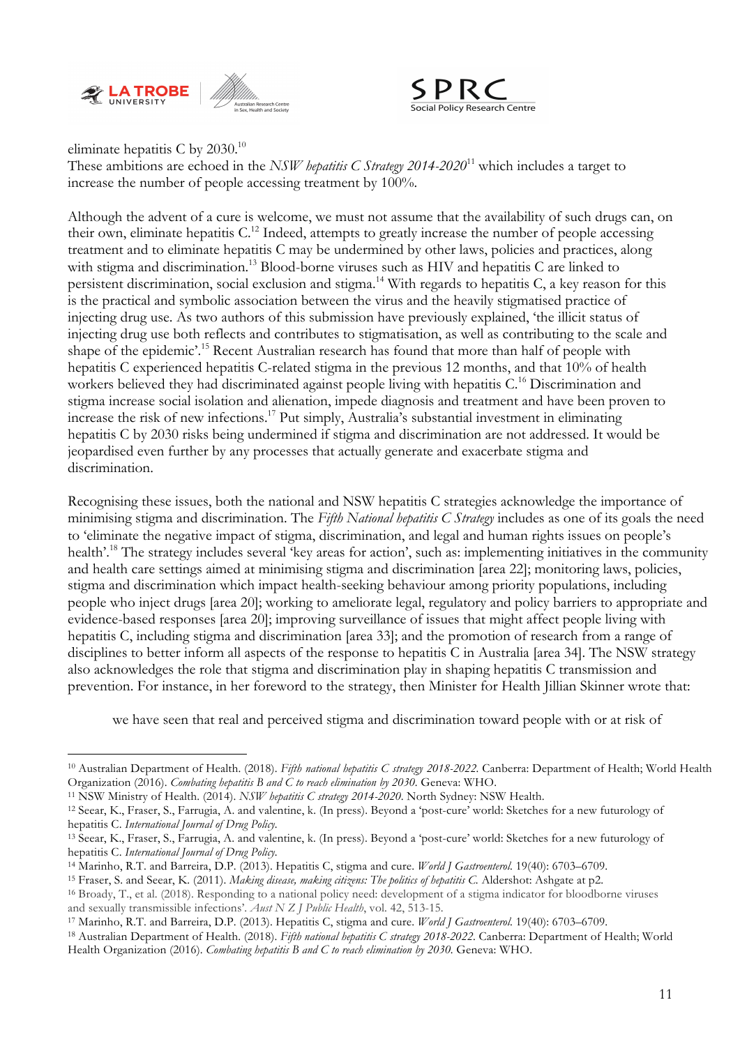eliminate hepatitis C by 2030.[10]
These ambitions are echoed in the *NSW hepatitis C Strategy 2014-2020*[11] which includes a target to increase the number of people accessing treatment by 100%.

Although the advent of a cure is welcome, we must not assume that the availability of such drugs can, on their own, eliminate hepatitis C.[12] Indeed, attempts to greatly increase the number of people accessing treatment and to eliminate hepatitis C may be undermined by other laws, policies and practices, along with stigma and discrimination.[13] Blood-borne viruses such as HIV and hepatitis C are linked to persistent discrimination, social exclusion and stigma.[14] With regards to hepatitis C, a key reason for this is the practical and symbolic association between the virus and the heavily stigmatised practice of injecting drug use. As two authors of this submission have previously explained, 'the illicit status of injecting drug use both reflects and contributes to stigmatisation, as well as contributing to the scale and shape of the epidemic'.[15] Recent Australian research has found that more than half of people with hepatitis C experienced hepatitis C-related stigma in the previous 12 months, and that 10% of health workers believed they had discriminated against people living with hepatitis C.[16] Discrimination and stigma increase social isolation and alienation, impede diagnosis and treatment and have been proven to increase the risk of new infections.[17] Put simply, Australia's substantial investment in eliminating hepatitis C by 2030 risks being undermined if stigma and discrimination are not addressed. It would be jeopardised even further by any processes that actually generate and exacerbate stigma and discrimination.

Recognising these issues, both the national and NSW hepatitis C strategies acknowledge the importance of minimising stigma and discrimination. The *Fifth National hepatitis C Strategy* includes as one of its goals the need to 'eliminate the negative impact of stigma, discrimination, and legal and human rights issues on people's health'.[18] The strategy includes several 'key areas for action', such as: implementing initiatives in the community and health care settings aimed at minimising stigma and discrimination [area 22]; monitoring laws, policies, stigma and discrimination which impact health-seeking behaviour among priority populations, including people who inject drugs [area 20]; working to ameliorate legal, regulatory and policy barriers to appropriate and evidence-based responses [area 20]; improving surveillance of issues that might affect people living with hepatitis C, including stigma and discrimination [area 33]; and the promotion of research from a range of disciplines to better inform all aspects of the response to hepatitis C in Australia [area 34]. The NSW strategy also acknowledges the role that stigma and discrimination play in shaping hepatitis C transmission and prevention. For instance, in her foreword to the strategy, then Minister for Health Jillian Skinner wrote that:

> we have seen that real and perceived stigma and discrimination toward people with or at risk of

---

[10] Australian Department of Health. (2018). *Fifth national hepatitis C strategy 2018-2022.* Canberra: Department of Health; World Health Organization (2016). *Combating hepatitis B and C to reach elimination by 2030.* Geneva: WHO.

[11] NSW Ministry of Health. (2014). *NSW hepatitis C strategy 2014-2020.* North Sydney: NSW Health.

[12] Seear, K., Fraser, S., Farrugia, A. and valentine, k. (In press). Beyond a 'post-cure' world: Sketches for a new futurology of hepatitis C. *International Journal of Drug Policy.*

[13] Seear, K., Fraser, S., Farrugia, A. and valentine, k. (In press). Beyond a 'post-cure' world: Sketches for a new futurology of hepatitis C. *International Journal of Drug Policy.*

[14] Marinho, R.T. and Barreira, D.P. (2013). Hepatitis C, stigma and cure. *World J Gastroenterol.* 19(40): 6703–6709.

[15] Fraser, S. and Seear, K. (2011). *Making disease, making citizens: The politics of hepatitis C.* Aldershot: Ashgate at p2.

[16] Broady, T., et al. (2018). Responding to a national policy need: development of a stigma indicator for bloodborne viruses and sexually transmissible infections'. *Aust N Z J Public Health*, vol. 42, 513-15.

[17] Marinho, R.T. and Barreira, D.P. (2013). Hepatitis C, stigma and cure. *World J Gastroenterol.* 19(40): 6703–6709.

[18] Australian Department of Health. (2018). *Fifth national hepatitis C strategy 2018-2022.* Canberra: Department of Health; World Health Organization (2016). *Combating hepatitis B and C to reach elimination by 2030.* Geneva: WHO.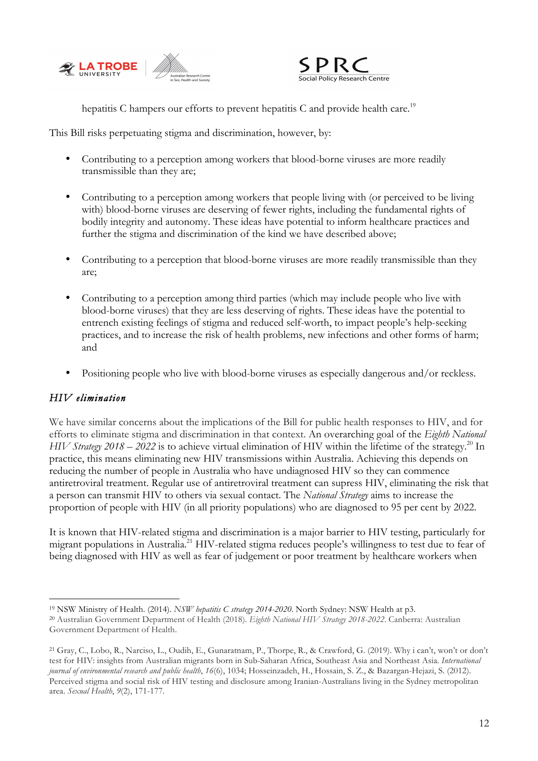hepatitis C hampers our efforts to prevent hepatitis C and provide health care.[19]

This Bill risks perpetuating stigma and discrimination, however, by:

- Contributing to a perception among workers that blood-borne viruses are more readily transmissible than they are;
- Contributing to a perception among workers that people living with (or perceived to be living with) blood-borne viruses are deserving of fewer rights, including the fundamental rights of bodily integrity and autonomy. These ideas have potential to inform healthcare practices and further the stigma and discrimination of the kind we have described above;
- Contributing to a perception that blood-borne viruses are more readily transmissible than they are;
- Contributing to a perception among third parties (which may include people who live with blood-borne viruses) that they are less deserving of rights. These ideas have the potential to entrench existing feelings of stigma and reduced self-worth, to impact people's help-seeking practices, and to increase the risk of health problems, new infections and other forms of harm; and
- Positioning people who live with blood-borne viruses as especially dangerous and/or reckless.

### *HIV elimination*

We have similar concerns about the implications of the Bill for public health responses to HIV, and for efforts to eliminate stigma and discrimination in that context. An overarching goal of the *Eighth National HIV Strategy 2018 – 2022* is to achieve virtual elimination of HIV within the lifetime of the strategy.[20] In practice, this means eliminating new HIV transmissions within Australia. Achieving this depends on reducing the number of people in Australia who have undiagnosed HIV so they can commence antiretroviral treatment. Regular use of antiretroviral treatment can supress HIV, eliminating the risk that a person can transmit HIV to others via sexual contact. The *National Strategy* aims to increase the proportion of people with HIV (in all priority populations) who are diagnosed to 95 per cent by 2022.

It is known that HIV-related stigma and discrimination is a major barrier to HIV testing, particularly for migrant populations in Australia.[21] HIV-related stigma reduces people's willingness to test due to fear of being diagnosed with HIV as well as fear of judgement or poor treatment by healthcare workers when

---

[19] NSW Ministry of Health. (2014). *NSW hepatitis C strategy 2014-2020*. North Sydney: NSW Health at p3.

[20] Australian Government Department of Health (2018). *Eighth National HIV Strategy 2018-2022*. Canberra: Australian Government Department of Health.

[21] Gray, C., Lobo, R., Narciso, L., Oudih, E., Gunaratnam, P., Thorpe, R., & Crawford, G. (2019). Why i can't, won't or don't test for HIV: insights from Australian migrants born in Sub-Saharan Africa, Southeast Asia and Northeast Asia. *International journal of environmental research and public health*, *16*(6), 1034; Hosseinzadeh, H., Hossain, S. Z., & Bazargan-Hejazi, S. (2012). Perceived stigma and social risk of HIV testing and disclosure among Iranian-Australians living in the Sydney metropolitan area. *Sexual Health*, *9*(2), 171-177.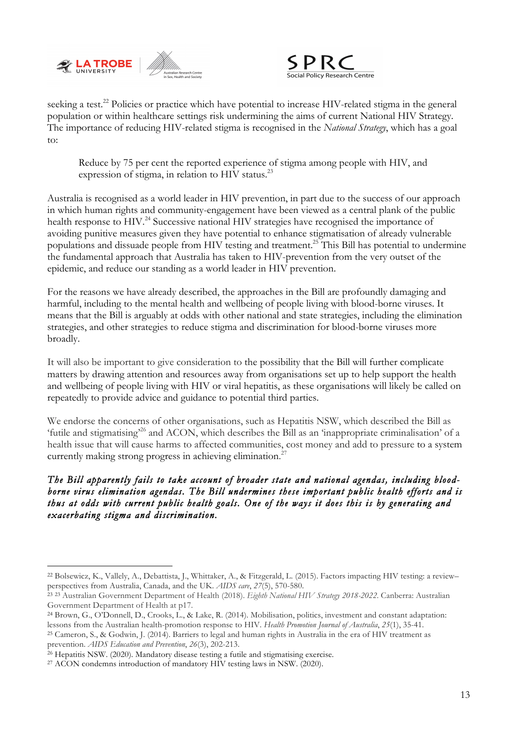seeking a test.[22] Policies or practice which have potential to increase HIV-related stigma in the general population or within healthcare settings risk undermining the aims of current National HIV Strategy. The importance of reducing HIV-related stigma is recognised in the *National Strategy*, which has a goal to:

> Reduce by 75 per cent the reported experience of stigma among people with HIV, and expression of stigma, in relation to HIV status.[23]

Australia is recognised as a world leader in HIV prevention, in part due to the success of our approach in which human rights and community-engagement have been viewed as a central plank of the public health response to HIV.[24] Successive national HIV strategies have recognised the importance of avoiding punitive measures given they have potential to enhance stigmatisation of already vulnerable populations and dissuade people from HIV testing and treatment.[25] This Bill has potential to undermine the fundamental approach that Australia has taken to HIV-prevention from the very outset of the epidemic, and reduce our standing as a world leader in HIV prevention.

For the reasons we have already described, the approaches in the Bill are profoundly damaging and harmful, including to the mental health and wellbeing of people living with blood-borne viruses. It means that the Bill is arguably at odds with other national and state strategies, including the elimination strategies, and other strategies to reduce stigma and discrimination for blood-borne viruses more broadly.

It will also be important to give consideration to the possibility that the Bill will further complicate matters by drawing attention and resources away from organisations set up to help support the health and wellbeing of people living with HIV or viral hepatitis, as these organisations will likely be called on repeatedly to provide advice and guidance to potential third parties.

We endorse the concerns of other organisations, such as Hepatitis NSW, which described the Bill as 'futile and stigmatising'[26] and ACON, which describes the Bill as an 'inappropriate criminalisation' of a health issue that will cause harms to affected communities, cost money and add to pressure to a system currently making strong progress in achieving elimination.[27]

***The Bill apparently fails to take account of broader state and national agendas, including blood-borne virus elimination agendas. The Bill undermines these important public health efforts and is thus at odds with current public health goals. One of the ways it does this is by generating and exacerbating stigma and discrimination.***

---

[22] Bolsewicz, K., Vallely, A., Debattista, J., Whittaker, A., & Fitzgerald, L. (2015). Factors impacting HIV testing: a review–perspectives from Australia, Canada, and the UK. *AIDS care*, *27*(5), 570-580.

[23] [23] Australian Government Department of Health (2018). *Eighth National HIV Strategy 2018-2022*. Canberra: Australian Government Department of Health at p17.

[24] Brown, G., O'Donnell, D., Crooks, L., & Lake, R. (2014). Mobilisation, politics, investment and constant adaptation: lessons from the Australian health-promotion response to HIV. *Health Promotion Journal of Australia*, *25*(1), 35-41.

[25] Cameron, S., & Godwin, J. (2014). Barriers to legal and human rights in Australia in the era of HIV treatment as prevention. *AIDS Education and Prevention*, *26*(3), 202-213.

[26] Hepatitis NSW. (2020). Mandatory disease testing a futile and stigmatising exercise.

[27] ACON condemns introduction of mandatory HIV testing laws in NSW. (2020).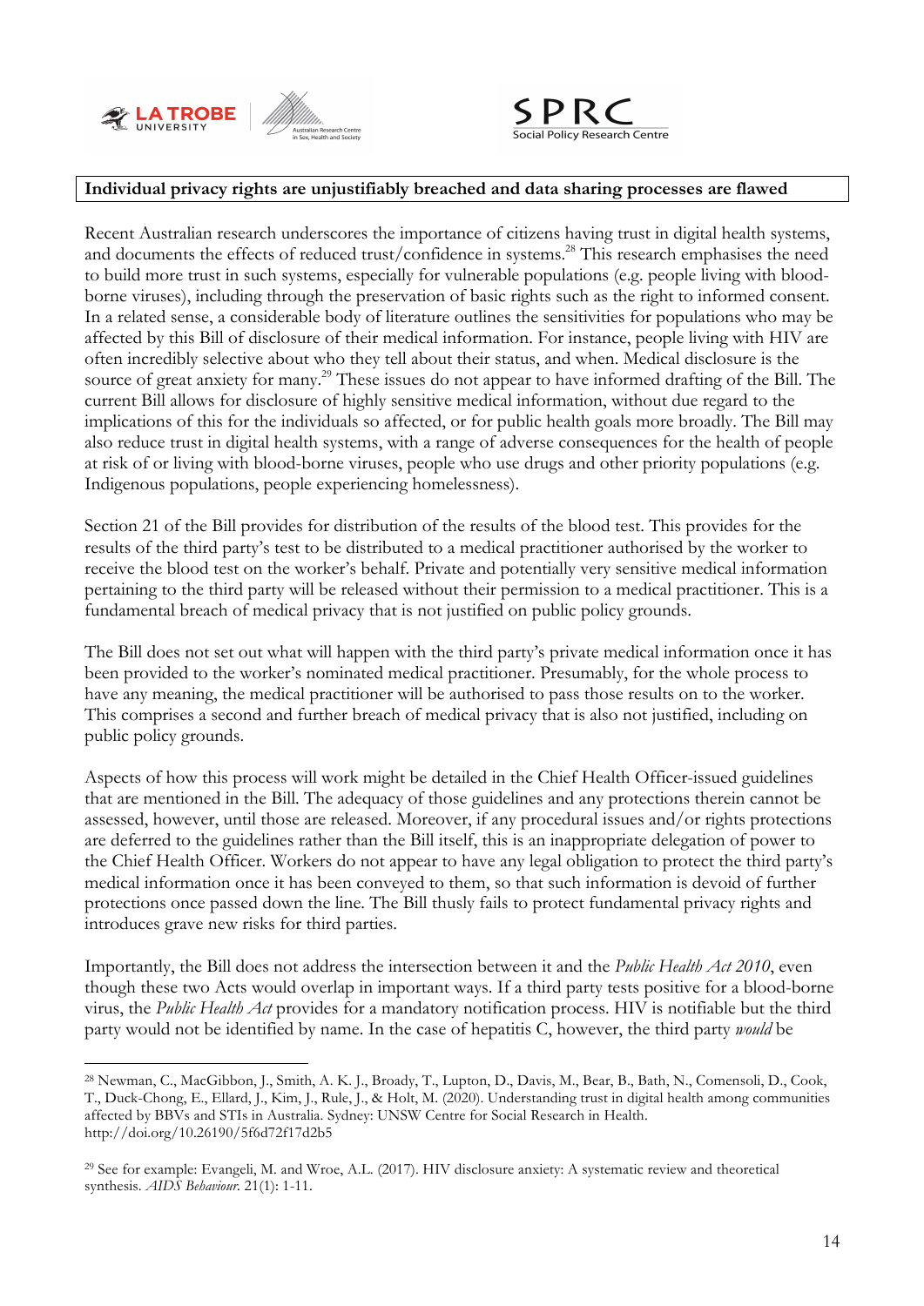**Individual privacy rights are unjustifiably breached and data sharing processes are flawed**

Recent Australian research underscores the importance of citizens having trust in digital health systems, and documents the effects of reduced trust/confidence in systems.[28] This research emphasises the need to build more trust in such systems, especially for vulnerable populations (e.g. people living with blood-borne viruses), including through the preservation of basic rights such as the right to informed consent. In a related sense, a considerable body of literature outlines the sensitivities for populations who may be affected by this Bill of disclosure of their medical information. For instance, people living with HIV are often incredibly selective about who they tell about their status, and when. Medical disclosure is the source of great anxiety for many.[29] These issues do not appear to have informed drafting of the Bill. The current Bill allows for disclosure of highly sensitive medical information, without due regard to the implications of this for the individuals so affected, or for public health goals more broadly. The Bill may also reduce trust in digital health systems, with a range of adverse consequences for the health of people at risk of or living with blood-borne viruses, people who use drugs and other priority populations (e.g. Indigenous populations, people experiencing homelessness).

Section 21 of the Bill provides for distribution of the results of the blood test. This provides for the results of the third party's test to be distributed to a medical practitioner authorised by the worker to receive the blood test on the worker's behalf. Private and potentially very sensitive medical information pertaining to the third party will be released without their permission to a medical practitioner. This is a fundamental breach of medical privacy that is not justified on public policy grounds.

The Bill does not set out what will happen with the third party's private medical information once it has been provided to the worker's nominated medical practitioner. Presumably, for the whole process to have any meaning, the medical practitioner will be authorised to pass those results on to the worker. This comprises a second and further breach of medical privacy that is also not justified, including on public policy grounds.

Aspects of how this process will work might be detailed in the Chief Health Officer-issued guidelines that are mentioned in the Bill. The adequacy of those guidelines and any protections therein cannot be assessed, however, until those are released. Moreover, if any procedural issues and/or rights protections are deferred to the guidelines rather than the Bill itself, this is an inappropriate delegation of power to the Chief Health Officer. Workers do not appear to have any legal obligation to protect the third party's medical information once it has been conveyed to them, so that such information is devoid of further protections once passed down the line. The Bill thusly fails to protect fundamental privacy rights and introduces grave new risks for third parties.

Importantly, the Bill does not address the intersection between it and the *Public Health Act 2010*, even though these two Acts would overlap in important ways. If a third party tests positive for a blood-borne virus, the *Public Health Act* provides for a mandatory notification process. HIV is notifiable but the third party would not be identified by name. In the case of hepatitis C, however, the third party *would* be

---

[28] Newman, C., MacGibbon, J., Smith, A. K. J., Broady, T., Lupton, D., Davis, M., Bear, B., Bath, N., Comensoli, D., Cook, T., Duck-Chong, E., Ellard, J., Kim, J., Rule, J., & Holt, M. (2020). Understanding trust in digital health among communities affected by BBVs and STIs in Australia. Sydney: UNSW Centre for Social Research in Health. http://doi.org/10.26190/5f6d72f17d2b5

[29] See for example: Evangeli, M. and Wroe, A.L. (2017). HIV disclosure anxiety: A systematic review and theoretical synthesis. *AIDS Behaviour*. 21(1): 1-11.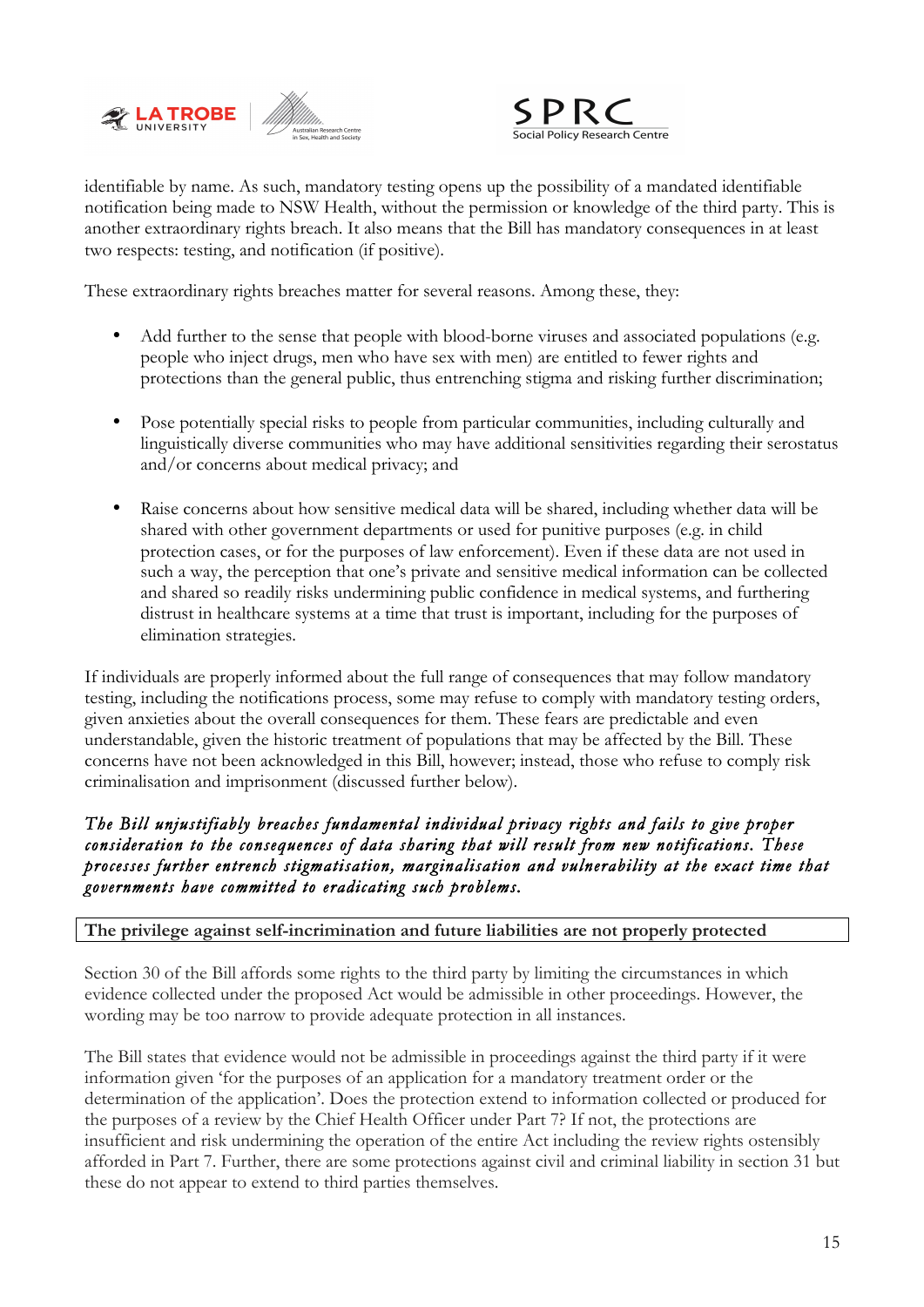identifiable by name. As such, mandatory testing opens up the possibility of a mandated identifiable notification being made to NSW Health, without the permission or knowledge of the third party. This is another extraordinary rights breach. It also means that the Bill has mandatory consequences in at least two respects: testing, and notification (if positive).

These extraordinary rights breaches matter for several reasons. Among these, they:

- Add further to the sense that people with blood-borne viruses and associated populations (e.g. people who inject drugs, men who have sex with men) are entitled to fewer rights and protections than the general public, thus entrenching stigma and risking further discrimination;

- Pose potentially special risks to people from particular communities, including culturally and linguistically diverse communities who may have additional sensitivities regarding their serostatus and/or concerns about medical privacy; and

- Raise concerns about how sensitive medical data will be shared, including whether data will be shared with other government departments or used for punitive purposes (e.g. in child protection cases, or for the purposes of law enforcement). Even if these data are not used in such a way, the perception that one's private and sensitive medical information can be collected and shared so readily risks undermining public confidence in medical systems, and furthering distrust in healthcare systems at a time that trust is important, including for the purposes of elimination strategies.

If individuals are properly informed about the full range of consequences that may follow mandatory testing, including the notifications process, some may refuse to comply with mandatory testing orders, given anxieties about the overall consequences for them. These fears are predictable and even understandable, given the historic treatment of populations that may be affected by the Bill. These concerns have not been acknowledged in this Bill, however; instead, those who refuse to comply risk criminalisation and imprisonment (discussed further below).

***The Bill unjustifiably breaches fundamental individual privacy rights and fails to give proper consideration to the consequences of data sharing that will result from new notifications. These processes further entrench stigmatisation, marginalisation and vulnerability at the exact time that governments have committed to eradicating such problems.***

**The privilege against self-incrimination and future liabilities are not properly protected**

Section 30 of the Bill affords some rights to the third party by limiting the circumstances in which evidence collected under the proposed Act would be admissible in other proceedings. However, the wording may be too narrow to provide adequate protection in all instances.

The Bill states that evidence would not be admissible in proceedings against the third party if it were information given 'for the purposes of an application for a mandatory treatment order or the determination of the application'. Does the protection extend to information collected or produced for the purposes of a review by the Chief Health Officer under Part 7? If not, the protections are insufficient and risk undermining the operation of the entire Act including the review rights ostensibly afforded in Part 7. Further, there are some protections against civil and criminal liability in section 31 but these do not appear to extend to third parties themselves.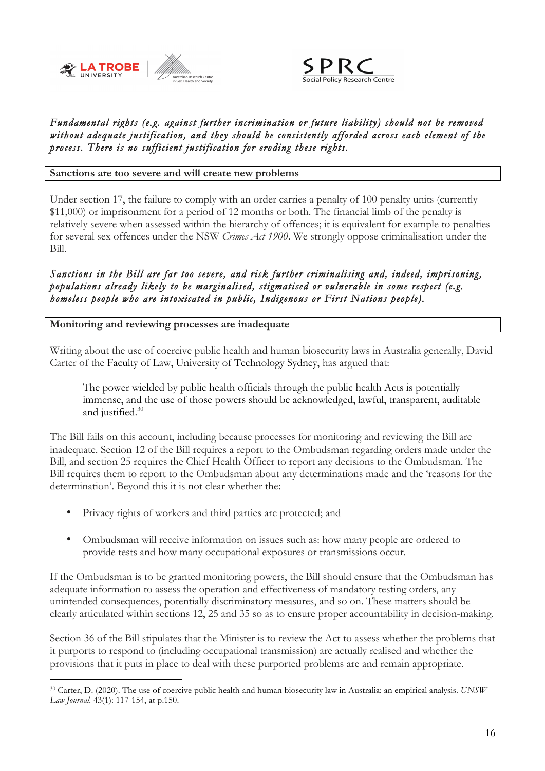***Fundamental rights (e.g. against further incrimination or future liability) should not be removed without adequate justification, and they should be consistently afforded across each element of the process. There is no sufficient justification for eroding these rights.***

**Sanctions are too severe and will create new problems**

Under section 17, the failure to comply with an order carries a penalty of 100 penalty units (currently $11,000) or imprisonment for a period of 12 months or both. The financial limb of the penalty is relatively severe when assessed within the hierarchy of offences; it is equivalent for example to penalties for several sex offences under the NSW *Crimes Act 1900*. We strongly oppose criminalisation under the Bill.

***Sanctions in the Bill are far too severe, and risk further criminalising and, indeed, imprisoning, populations already likely to be marginalised, stigmatised or vulnerable in some respect (e.g. homeless people who are intoxicated in public, Indigenous or First Nations people).***

**Monitoring and reviewing processes are inadequate**

Writing about the use of coercive public health and human biosecurity laws in Australia generally, David Carter of the Faculty of Law, University of Technology Sydney, has argued that:

> The power wielded by public health officials through the public health Acts is potentially immense, and the use of those powers should be acknowledged, lawful, transparent, auditable and justified.[30]

The Bill fails on this account, including because processes for monitoring and reviewing the Bill are inadequate. Section 12 of the Bill requires a report to the Ombudsman regarding orders made under the Bill, and section 25 requires the Chief Health Officer to report any decisions to the Ombudsman. The Bill requires them to report to the Ombudsman about any determinations made and the 'reasons for the determination'. Beyond this it is not clear whether the:

- Privacy rights of workers and third parties are protected; and
- Ombudsman will receive information on issues such as: how many people are ordered to provide tests and how many occupational exposures or transmissions occur.

If the Ombudsman is to be granted monitoring powers, the Bill should ensure that the Ombudsman has adequate information to assess the operation and effectiveness of mandatory testing orders, any unintended consequences, potentially discriminatory measures, and so on. These matters should be clearly articulated within sections 12, 25 and 35 so as to ensure proper accountability in decision-making.

Section 36 of the Bill stipulates that the Minister is to review the Act to assess whether the problems that it purports to respond to (including occupational transmission) are actually realised and whether the provisions that it puts in place to deal with these purported problems are and remain appropriate.

[30] Carter, D. (2020). The use of coercive public health and human biosecurity law in Australia: an empirical analysis. *UNSW Law Journal.* 43(1): 117-154, at p.150.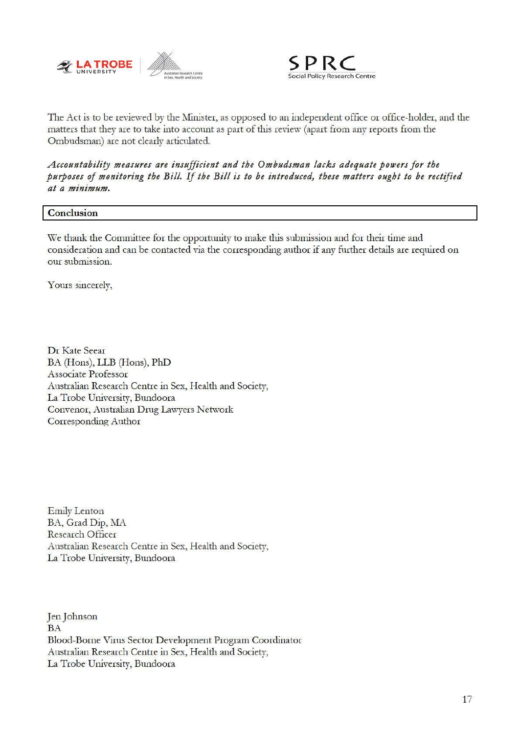The Act is to be reviewed by the Minister, as opposed to an independent office or office-holder, and the matters that they are to take into account as part of this review (apart from any reports from the Ombudsman) are not clearly articulated.

***Accountability measures are insufficient and the Ombudsman lacks adequate powers for the purposes of monitoring the Bill. If the Bill is to be introduced, these matters ought to be rectified at a minimum.***

## Conclusion

We thank the Committee for the opportunity to make this submission and for their time and consideration and can be contacted via the corresponding author if any further details are required on our submission.

Yours sincerely,

Dr Kate Seear  
BA (Hons), LLB (Hons), PhD  
Associate Professor  
Australian Research Centre in Sex, Health and Society,  
La Trobe University, Bundoora  
Convenor, Australian Drug Lawyers Network  
Corresponding Author

Emily Lenton  
BA, Grad Dip, MA  
Research Officer  
Australian Research Centre in Sex, Health and Society,  
La Trobe University, Bundoora

Jen Johnson  
BA  
Blood-Borne Virus Sector Development Program Coordinator  
Australian Research Centre in Sex, Health and Society,  
La Trobe University, Bundoora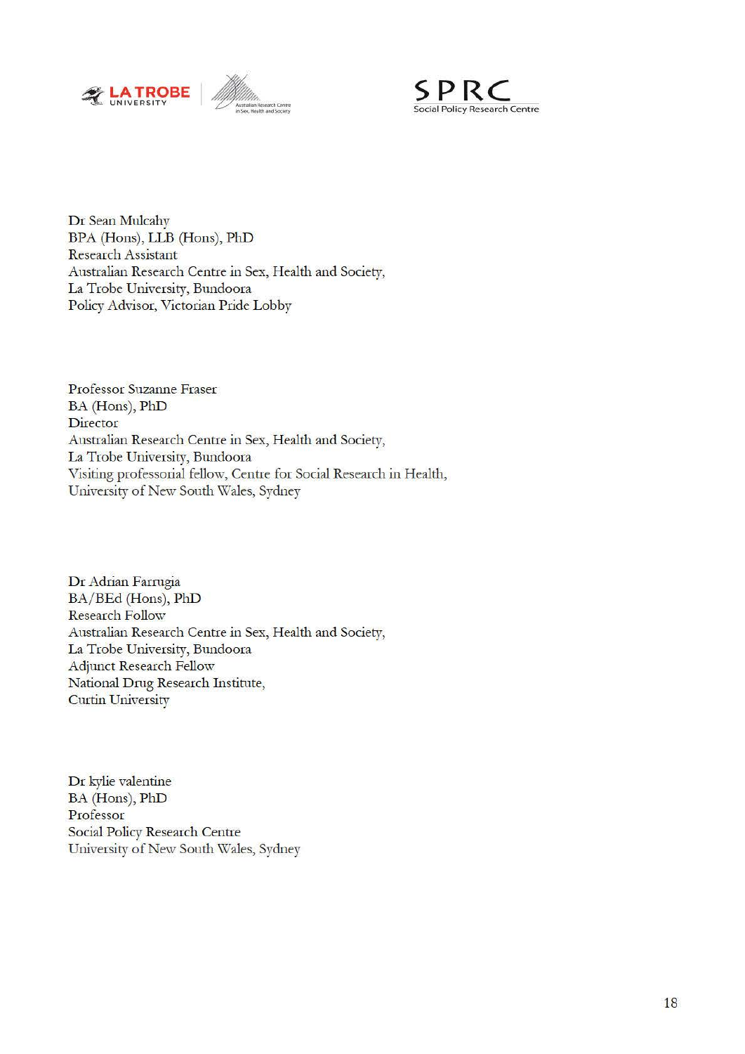Dr Sean Mulcahy
BPA (Hons), LLB (Hons), PhD
Research Assistant
Australian Research Centre in Sex, Health and Society,
La Trobe University, Bundoora
Policy Advisor, Victorian Pride Lobby

Professor Suzanne Fraser
BA (Hons), PhD
Director
Australian Research Centre in Sex, Health and Society,
La Trobe University, Bundoora
Visiting professorial fellow, Centre for Social Research in Health,
University of New South Wales, Sydney

Dr Adrian Farrugia
BA/BEd (Hons), PhD
Research Follow
Australian Research Centre in Sex, Health and Society,
La Trobe University, Bundoora
Adjunct Research Fellow
National Drug Research Institute,
Curtin University

Dr kylie valentine
BA (Hons), PhD
Professor
Social Policy Research Centre
University of New South Wales, Sydney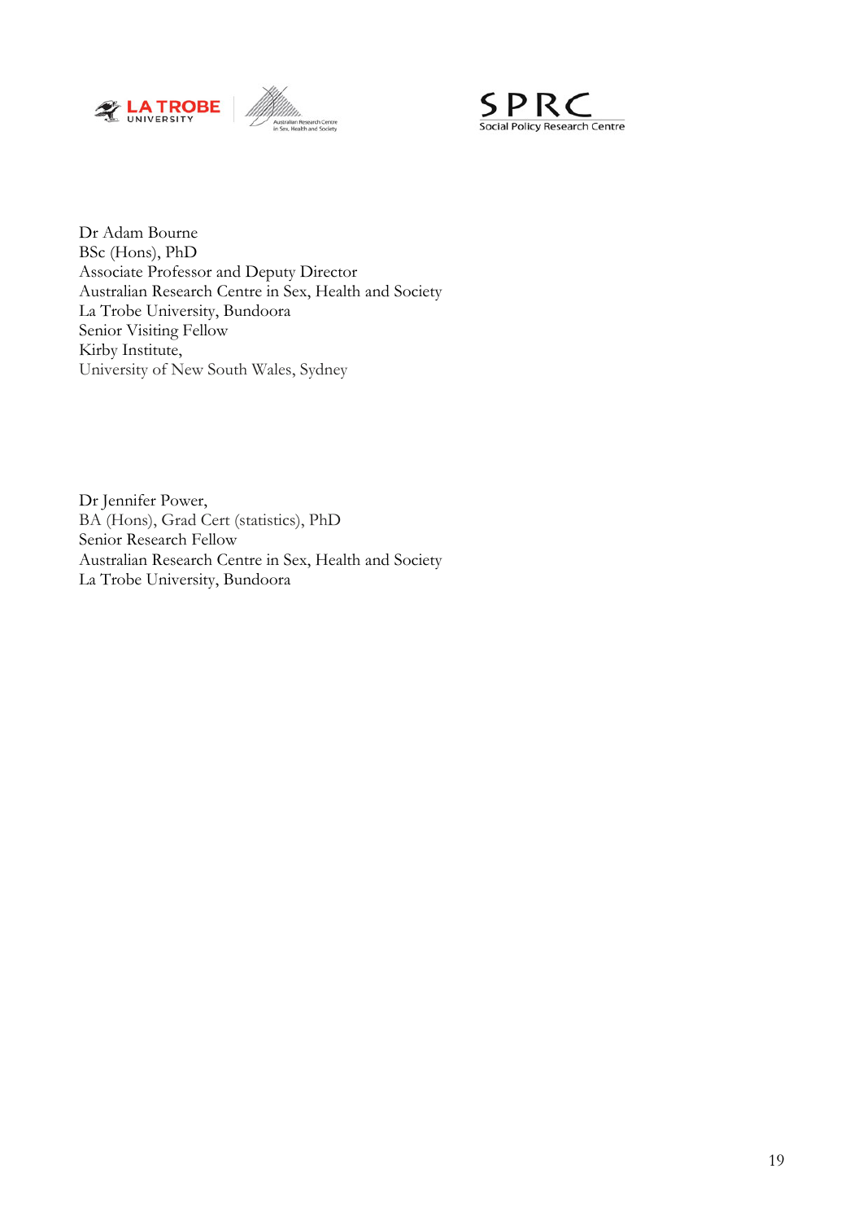Dr Adam Bourne
BSc (Hons), PhD
Associate Professor and Deputy Director
Australian Research Centre in Sex, Health and Society
La Trobe University, Bundoora
Senior Visiting Fellow
Kirby Institute,
University of New South Wales, Sydney

Dr Jennifer Power,
BA (Hons), Grad Cert (statistics), PhD
Senior Research Fellow
Australian Research Centre in Sex, Health and Society
La Trobe University, Bundoora